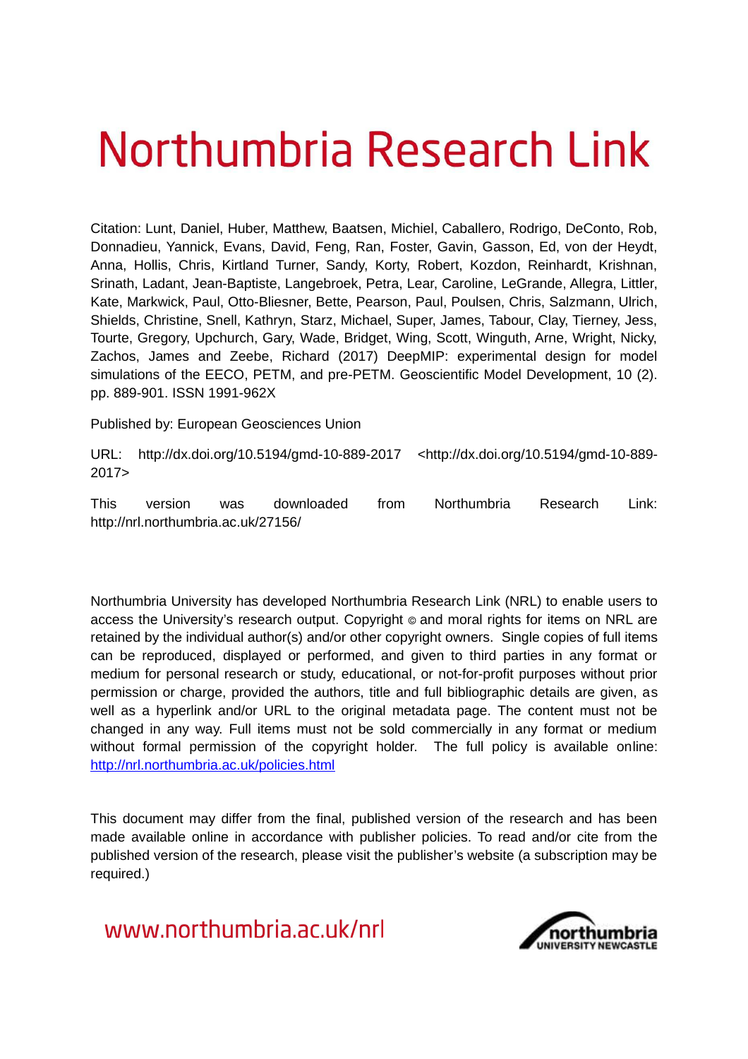# Northumbria Research Link

Citation: Lunt, Daniel, Huber, Matthew, Baatsen, Michiel, Caballero, Rodrigo, DeConto, Rob, Donnadieu, Yannick, Evans, David, Feng, Ran, Foster, Gavin, Gasson, Ed, von der Heydt, Anna, Hollis, Chris, Kirtland Turner, Sandy, Korty, Robert, Kozdon, Reinhardt, Krishnan, Srinath, Ladant, Jean-Baptiste, Langebroek, Petra, Lear, Caroline, LeGrande, Allegra, Littler, Kate, Markwick, Paul, Otto-Bliesner, Bette, Pearson, Paul, Poulsen, Chris, Salzmann, Ulrich, Shields, Christine, Snell, Kathryn, Starz, Michael, Super, James, Tabour, Clay, Tierney, Jess, Tourte, Gregory, Upchurch, Gary, Wade, Bridget, Wing, Scott, Winguth, Arne, Wright, Nicky, Zachos, James and Zeebe, Richard (2017) DeepMIP: experimental design for model simulations of the EECO, PETM, and pre-PETM. Geoscientific Model Development, 10 (2). pp. 889-901. ISSN 1991-962X

Published by: European Geosciences Union

URL: http://dx.doi.org/10.5194/gmd-10-889-2017 <http://dx.doi.org/10.5194/gmd-10-889-2017>

This version was downloaded from Northumbria Research Link: http://nrl.northumbria.ac.uk/27156/

Northumbria University has developed Northumbria Research Link (NRL) to enable users to access the University's research output. Copyright © and moral rights for items on NRL are retained by the individual author(s) and/or other copyright owners. Single copies of full items can be reproduced, displayed or performed, and given to third parties in any format or medium for personal research or study, educational, or not-for-profit purposes without prior permission or charge, provided the authors, title and full bibliographic details are given, as well as a hyperlink and/or URL to the original metadata page. The content must not be changed in any way. Full items must not be sold commercially in any format or medium without formal permission of the copyright holder. The full policy is available online: http://nrl.northumbria.ac.uk/policies.html

This document may differ from the final, published version of the research and has been made available online in accordance with publisher policies. To read and/or cite from the published version of the research, please visit the publisher's website (a subscription may be required.)

www.northumbria.ac.uk/nrl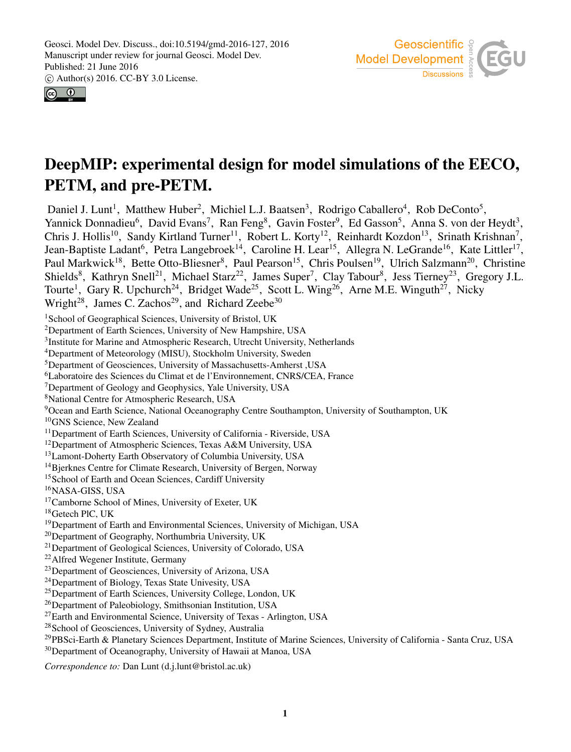# DeepMIP: experimental design for model simulations of the EECO, PETM, and pre-PETM.

Daniel J. Lunt[1], Matthew Huber[2], Michiel L.J. Baatsen[3], Rodrigo Caballero[4], Rob DeConto[5], Yannick Donnadieu[6], David Evans[7], Ran Feng[8], Gavin Foster[9], Ed Gasson[5], Anna S. von der Heydt[3], Chris J. Hollis[10], Sandy Kirtland Turner[11], Robert L. Korty[12], Reinhardt Kozdon[13], Srinath Krishnan[7], Jean-Baptiste Ladant[6], Petra Langebroek[14], Caroline H. Lear[15], Allegra N. LeGrande[16], Kate Littler[17], Paul Markwick[18], Bette Otto-Bliesner[8], Paul Pearson[15], Chris Poulsen[19], Ulrich Salzmann[20], Christine Shields[8], Kathryn Snell[21], Michael Starz[22], James Super[7], Clay Tabour[8], Jess Tierney[23], Gregory J.L. Tourte[1], Gary R. Upchurch[24], Bridget Wade[25], Scott L. Wing[26], Arne M.E. Winguth[27], Nicky Wright[28], James C. Zachos[29], and Richard Zeebe[30]

[1]School of Geographical Sciences, University of Bristol, UK
[2]Department of Earth Sciences, University of New Hampshire, USA
[3]Institute for Marine and Atmospheric Research, Utrecht University, Netherlands
[4]Department of Meteorology (MISU), Stockholm University, Sweden
[5]Department of Geosciences, University of Massachusetts-Amherst ,USA
[6]Laboratoire des Sciences du Climat et de l'Environnement, CNRS/CEA, France
[7]Department of Geology and Geophysics, Yale University, USA
[8]National Centre for Atmospheric Research, USA
[9]Ocean and Earth Science, National Oceanography Centre Southampton, University of Southampton, UK
[10]GNS Science, New Zealand
[11]Department of Earth Sciences, University of California - Riverside, USA
[12]Department of Atmospheric Sciences, Texas A&M University, USA
[13]Lamont-Doherty Earth Observatory of Columbia University, USA
[14]Bjerknes Centre for Climate Research, University of Bergen, Norway
[15]School of Earth and Ocean Sciences, Cardiff University
[16]NASA-GISS, USA
[17]Camborne School of Mines, University of Exeter, UK
[18]Getech PlC, UK
[19]Department of Earth and Environmental Sciences, University of Michigan, USA
[20]Department of Geography, Northumbria University, UK
[21]Department of Geological Sciences, University of Colorado, USA
[22]Alfred Wegener Institute, Germany
[23]Department of Geosciences, University of Arizona, USA
[24]Department of Biology, Texas State Univesity, USA
[25]Department of Earth Sciences, University College, London, UK
[26]Department of Paleobiology, Smithsonian Institution, USA
[27]Earth and Environmental Science, University of Texas - Arlington, USA
[28]School of Geosciences, University of Sydney, Australia
[29]PBSci-Earth & Planetary Sciences Department, Institute of Marine Sciences, University of California - Santa Cruz, USA
[30]Department of Oceanography, University of Hawaii at Manoa, USA

*Correspondence to:* Dan Lunt (d.j.lunt@bristol.ac.uk)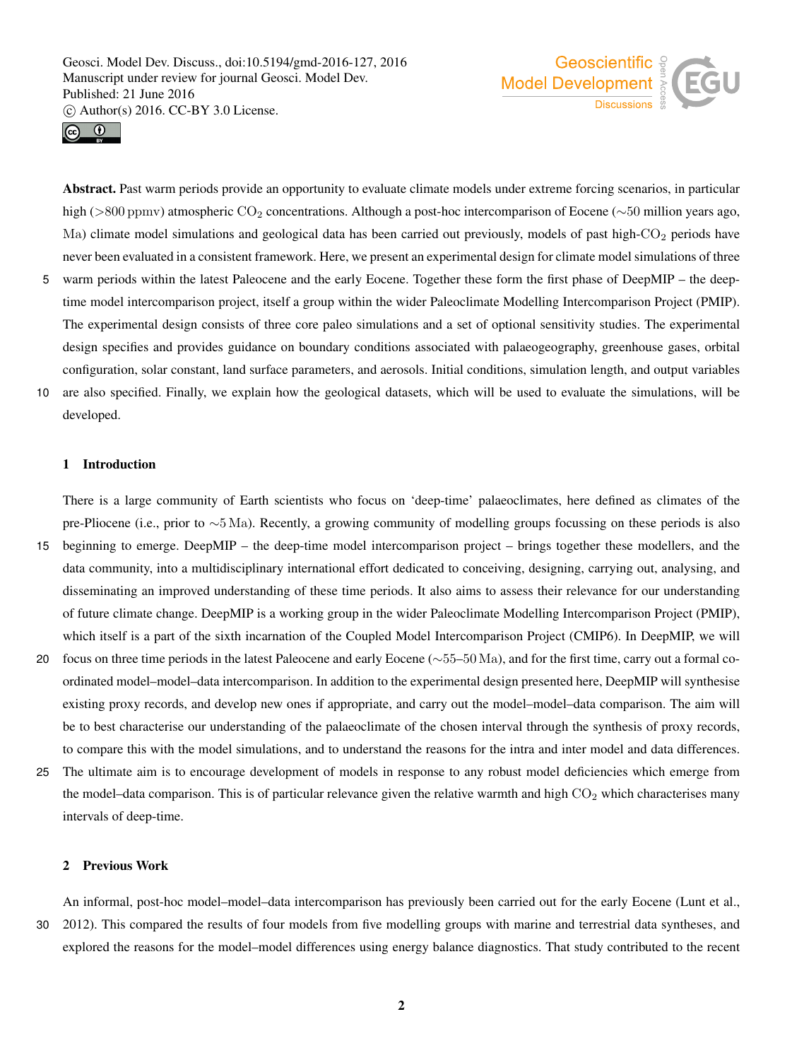**Abstract.** Past warm periods provide an opportunity to evaluate climate models under extreme forcing scenarios, in particular high (>800 ppmv) atmospheric $CO_2$ concentrations. Although a post-hoc intercomparison of Eocene (~50 million years ago, Ma) climate model simulations and geological data has been carried out previously, models of past high-$CO_2$ periods have never been evaluated in a consistent framework. Here, we present an experimental design for climate model simulations of three warm periods within the latest Paleocene and the early Eocene. Together these form the first phase of DeepMIP – the deep-time model intercomparison project, itself a group within the wider Paleoclimate Modelling Intercomparison Project (PMIP). The experimental design consists of three core paleo simulations and a set of optional sensitivity studies. The experimental design specifies and provides guidance on boundary conditions associated with palaeogeography, greenhouse gases, orbital configuration, solar constant, land surface parameters, and aerosols. Initial conditions, simulation length, and output variables are also specified. Finally, we explain how the geological datasets, which will be used to evaluate the simulations, will be developed.

## 1 Introduction

There is a large community of Earth scientists who focus on 'deep-time' palaeoclimates, here defined as climates of the pre-Pliocene (i.e., prior to ~5 Ma). Recently, a growing community of modelling groups focussing on these periods is also beginning to emerge. DeepMIP – the deep-time model intercomparison project – brings together these modellers, and the data community, into a multidisciplinary international effort dedicated to conceiving, designing, carrying out, analysing, and disseminating an improved understanding of these time periods. It also aims to assess their relevance for our understanding of future climate change. DeepMIP is a working group in the wider Paleoclimate Modelling Intercomparison Project (PMIP), which itself is a part of the sixth incarnation of the Coupled Model Intercomparison Project (CMIP6). In DeepMIP, we will focus on three time periods in the latest Paleocene and early Eocene (~55–50 Ma), and for the first time, carry out a formal co-ordinated model–model–data intercomparison. In addition to the experimental design presented here, DeepMIP will synthesise existing proxy records, and develop new ones if appropriate, and carry out the model–model–data comparison. The aim will be to best characterise our understanding of the palaeoclimate of the chosen interval through the synthesis of proxy records, to compare this with the model simulations, and to understand the reasons for the intra and inter model and data differences. The ultimate aim is to encourage development of models in response to any robust model deficiencies which emerge from the model–data comparison. This is of particular relevance given the relative warmth and high $CO_2$ which characterises many intervals of deep-time.

## 2 Previous Work

An informal, post-hoc model–model–data intercomparison has previously been carried out for the early Eocene (Lunt et al., 2012). This compared the results of four models from five modelling groups with marine and terrestrial data syntheses, and explored the reasons for the model–model differences using energy balance diagnostics. That study contributed to the recent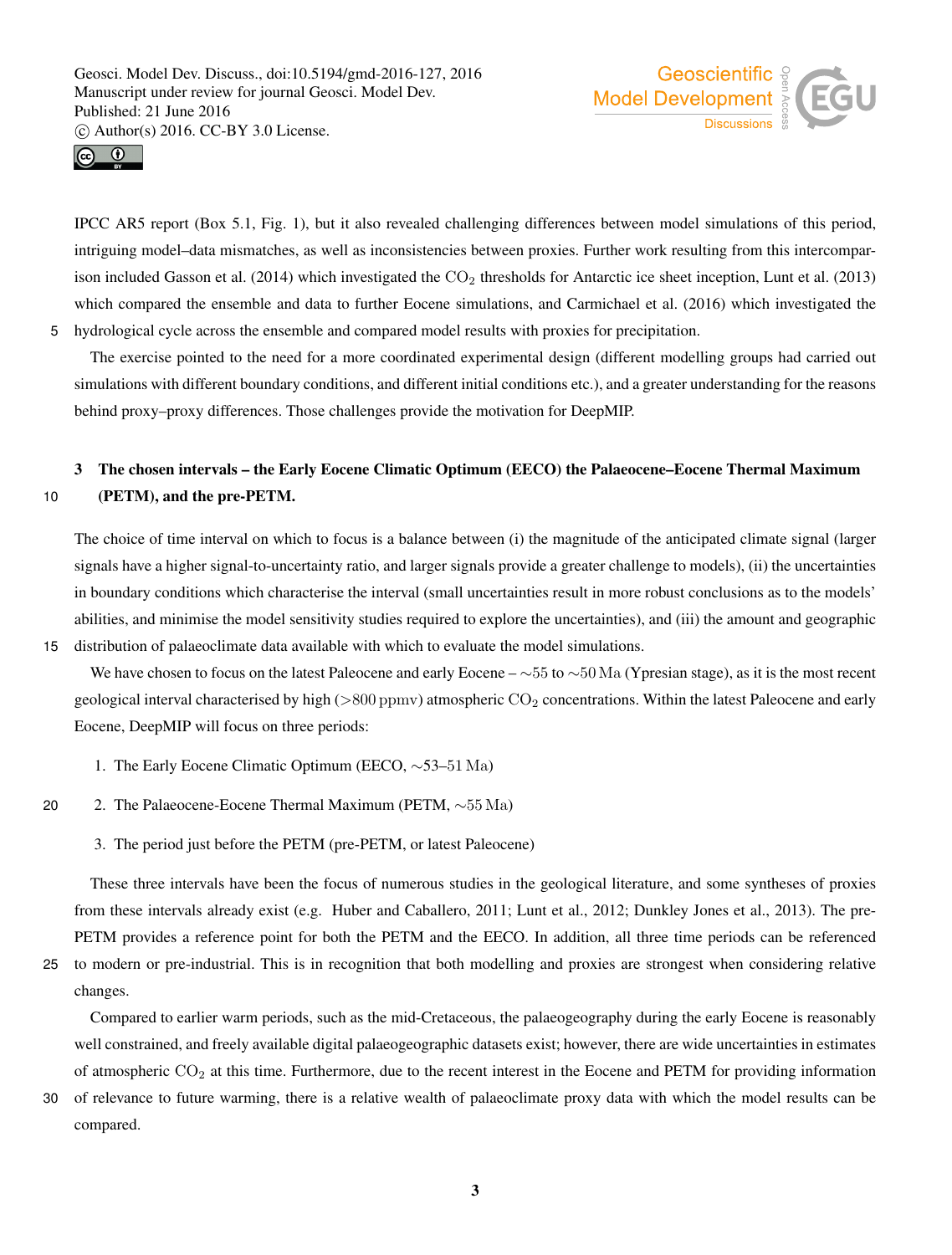IPCC AR5 report (Box 5.1, Fig. 1), but it also revealed challenging differences between model simulations of this period, intriguing model–data mismatches, as well as inconsistencies between proxies. Further work resulting from this intercomparison included Gasson et al. (2014) which investigated the $CO_2$ thresholds for Antarctic ice sheet inception, Lunt et al. (2013) which compared the ensemble and data to further Eocene simulations, and Carmichael et al. (2016) which investigated the hydrological cycle across the ensemble and compared model results with proxies for precipitation.

The exercise pointed to the need for a more coordinated experimental design (different modelling groups had carried out simulations with different boundary conditions, and different initial conditions etc.), and a greater understanding for the reasons behind proxy–proxy differences. Those challenges provide the motivation for DeepMIP.

## 3 The chosen intervals – the Early Eocene Climatic Optimum (EECO) the Palaeocene–Eocene Thermal Maximum (PETM), and the pre-PETM.

The choice of time interval on which to focus is a balance between (i) the magnitude of the anticipated climate signal (larger signals have a higher signal-to-uncertainty ratio, and larger signals provide a greater challenge to models), (ii) the uncertainties in boundary conditions which characterise the interval (small uncertainties result in more robust conclusions as to the models' abilities, and minimise the model sensitivity studies required to explore the uncertainties), and (iii) the amount and geographic distribution of palaeoclimate data available with which to evaluate the model simulations.

We have chosen to focus on the latest Paleocene and early Eocene – $\sim$55 to $\sim$50 Ma (Ypresian stage), as it is the most recent geological interval characterised by high (>800 ppmv) atmospheric $CO_2$ concentrations. Within the latest Paleocene and early Eocene, DeepMIP will focus on three periods:

1. The Early Eocene Climatic Optimum (EECO, $\sim$53–51 Ma)
2. The Palaeocene-Eocene Thermal Maximum (PETM, $\sim$55 Ma)
3. The period just before the PETM (pre-PETM, or latest Paleocene)

These three intervals have been the focus of numerous studies in the geological literature, and some syntheses of proxies from these intervals already exist (e.g. Huber and Caballero, 2011; Lunt et al., 2012; Dunkley Jones et al., 2013). The pre-PETM provides a reference point for both the PETM and the EECO. In addition, all three time periods can be referenced to modern or pre-industrial. This is in recognition that both modelling and proxies are strongest when considering relative changes.

Compared to earlier warm periods, such as the mid-Cretaceous, the palaeogeography during the early Eocene is reasonably well constrained, and freely available digital palaeogeographic datasets exist; however, there are wide uncertainties in estimates of atmospheric $CO_2$ at this time. Furthermore, due to the recent interest in the Eocene and PETM for providing information of relevance to future warming, there is a relative wealth of palaeoclimate proxy data with which the model results can be compared.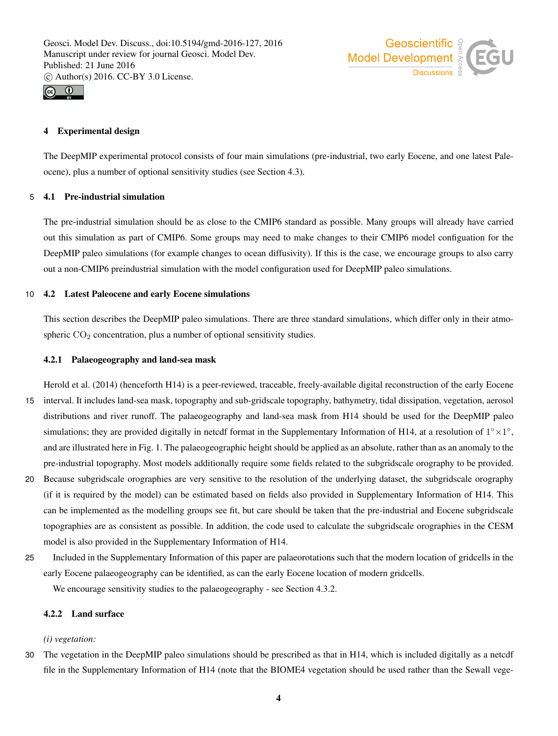## 4 Experimental design

The DeepMIP experimental protocol consists of four main simulations (pre-industrial, two early Eocene, and one latest Paleocene), plus a number of optional sensitivity studies (see Section 4.3).

### 4.1 Pre-industrial simulation

The pre-industrial simulation should be as close to the CMIP6 standard as possible. Many groups will already have carried out this simulation as part of CMIP6. Some groups may need to make changes to their CMIP6 model configuation for the DeepMIP paleo simulations (for example changes to ocean diffusivity). If this is the case, we encourage groups to also carry out a non-CMIP6 preindustrial simulation with the model configuration used for DeepMIP paleo simulations.

### 4.2 Latest Paleocene and early Eocene simulations

This section describes the DeepMIP paleo simulations. There are three standard simulations, which differ only in their atmospheric $CO_2$ concentration, plus a number of optional sensitivity studies.

#### 4.2.1 Palaeogeography and land-sea mask

Herold et al. (2014) (henceforth H14) is a peer-reviewed, traceable, freely-available digital reconstruction of the early Eocene interval. It includes land-sea mask, topography and sub-gridscale topography, bathymetry, tidal dissipation, vegetation, aerosol distributions and river runoff. The palaeogeography and land-sea mask from H14 should be used for the DeepMIP paleo simulations; they are provided digitally in netcdf format in the Supplementary Information of H14, at a resolution of $1^\circ \times 1^\circ$, and are illustrated here in Fig. 1. The palaeogeographic height should be applied as an absolute, rather than as an anomaly to the pre-industrial topography. Most models additionally require some fields related to the subgridscale orography to be provided. Because subgridscale orographies are very sensitive to the resolution of the underlying dataset, the subgridscale orography (if it is required by the model) can be estimated based on fields also provided in Supplementary Information of H14. This can be implemented as the modelling groups see fit, but care should be taken that the pre-industrial and Eocene subgridscale topographies are as consistent as possible. In addition, the code used to calculate the subgridscale orographies in the CESM model is also provided in the Supplementary Information of H14.

Included in the Supplementary Information of this paper are palaeorotations such that the modern location of gridcells in the early Eocene palaeogeography can be identified, as can the early Eocene location of modern gridcells.

We encourage sensitivity studies to the palaeogeography - see Section 4.3.2.

#### 4.2.2 Land surface

*(i) vegetation:*

The vegetation in the DeepMIP paleo simulations should be prescribed as that in H14, which is included digitally as a netcdf file in the Supplementary Information of H14 (note that the BIOME4 vegetation should be used rather than the Sewall vege-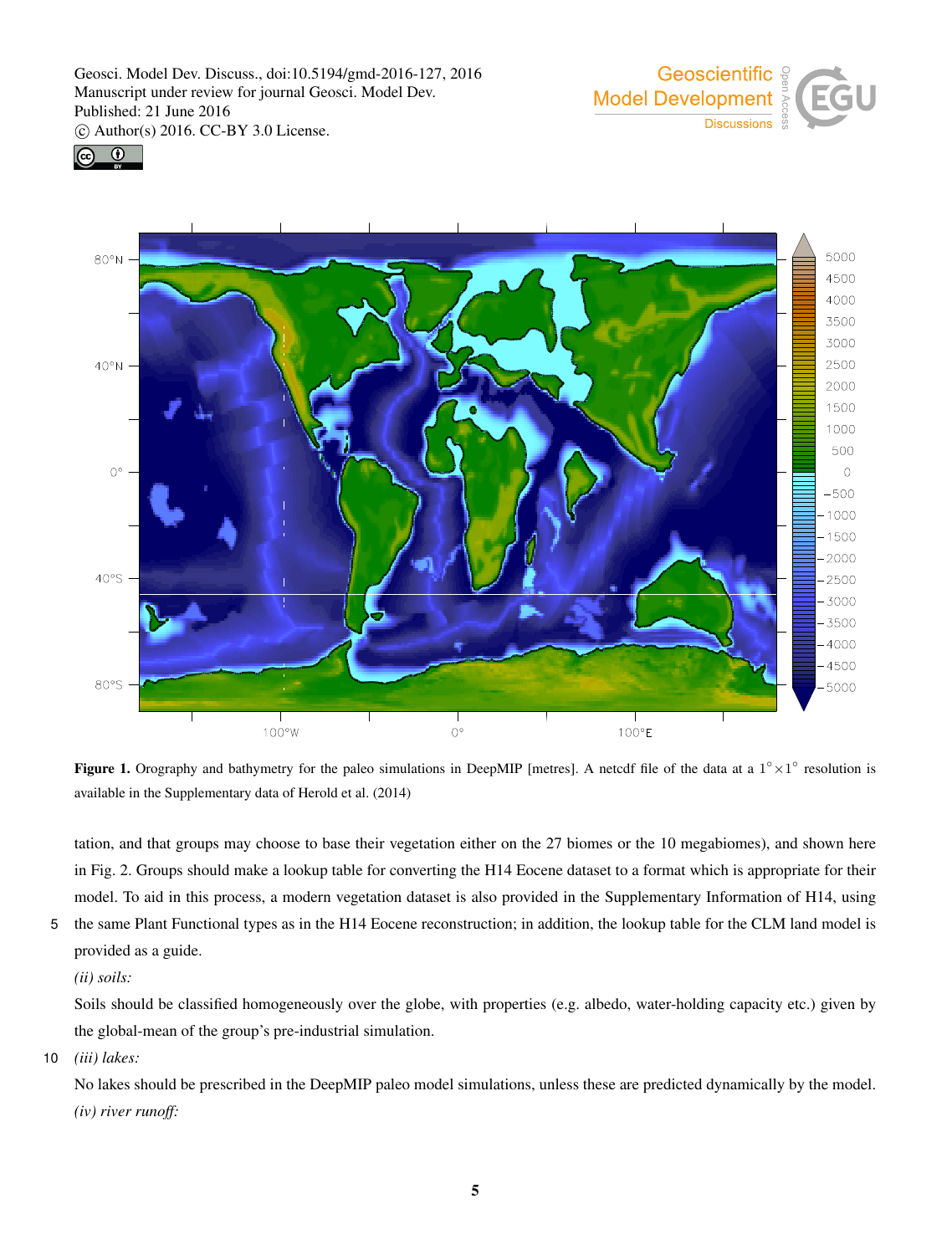**Figure 1.** Orography and bathymetry for the paleo simulations in DeepMIP [metres]. A netcdf file of the data at a $1^{\circ} \times 1^{\circ}$ resolution is available in the Supplementary data of Herold et al. (2014)

tation, and that groups may choose to base their vegetation either on the 27 biomes or the 10 megabiomes), and shown here in Fig. 2. Groups should make a lookup table for converting the H14 Eocene dataset to a format which is appropriate for their model. To aid in this process, a modern vegetation dataset is also provided in the Supplementary Information of H14, using the same Plant Functional types as in the H14 Eocene reconstruction; in addition, the lookup table for the CLM land model is provided as a guide.

*(ii) soils:*

Soils should be classified homogeneously over the globe, with properties (e.g. albedo, water-holding capacity etc.) given by the global-mean of the group's pre-industrial simulation.

*(iii) lakes:*

No lakes should be prescribed in the DeepMIP paleo model simulations, unless these are predicted dynamically by the model.

*(iv) river runoff:*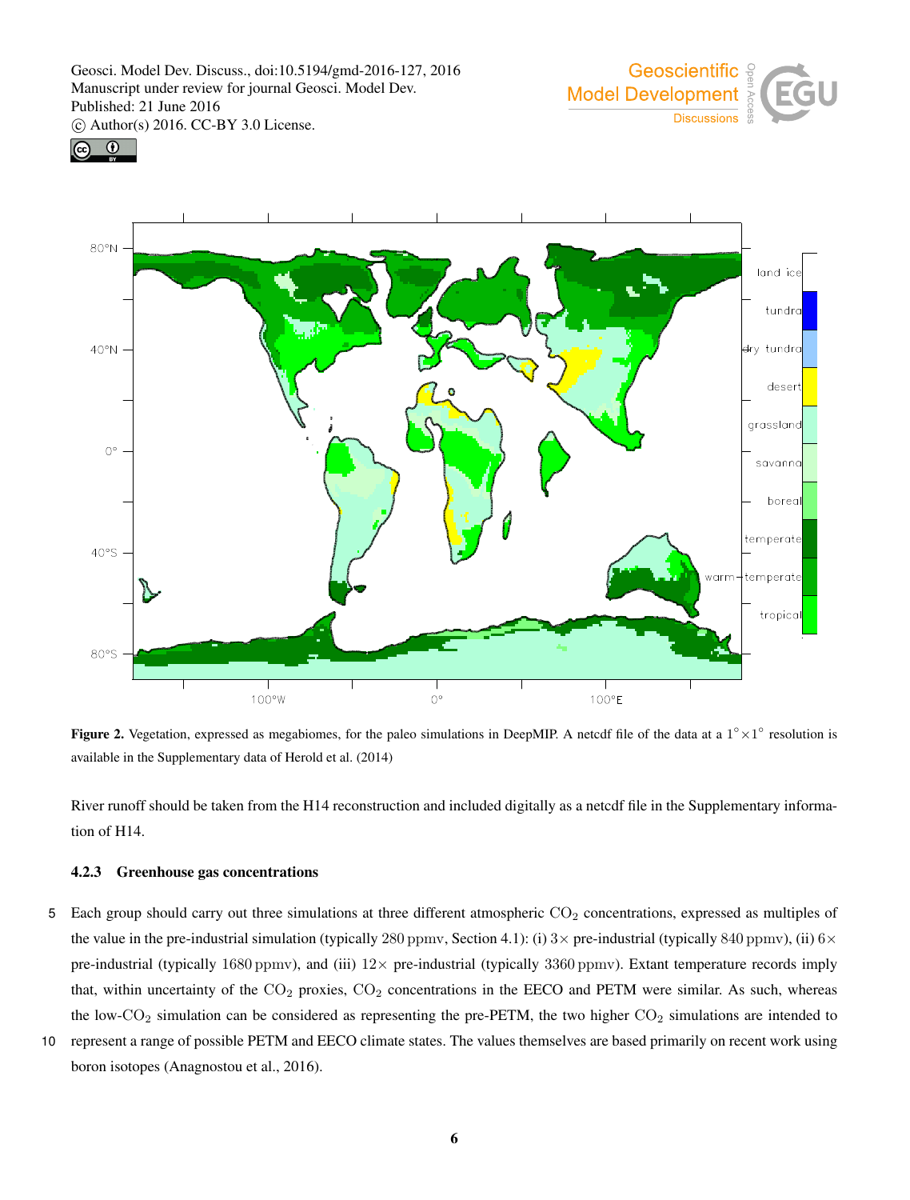**Figure 2.** Vegetation, expressed as megabiomes, for the paleo simulations in DeepMIP. A netcdf file of the data at a $1^{\circ} \times 1^{\circ}$ resolution is available in the Supplementary data of Herold et al. (2014)

River runoff should be taken from the H14 reconstruction and included digitally as a netcdf file in the Supplementary information of H14.

### 4.2.3 Greenhouse gas concentrations

Each group should carry out three simulations at three different atmospheric $CO_2$ concentrations, expressed as multiples of the value in the pre-industrial simulation (typically $280\,\mathrm{ppmv}$, Section 4.1): (i) $3\times$ pre-industrial (typically $840\,\mathrm{ppmv}$), (ii) $6\times$ pre-industrial (typically $1680\,\mathrm{ppmv}$), and (iii) $12\times$ pre-industrial (typically $3360\,\mathrm{ppmv}$). Extant temperature records imply that, within uncertainty of the $CO_2$ proxies, $CO_2$ concentrations in the EECO and PETM were similar. As such, whereas the low-$CO_2$ simulation can be considered as representing the pre-PETM, the two higher $CO_2$ simulations are intended to represent a range of possible PETM and EECO climate states. The values themselves are based primarily on recent work using boron isotopes (Anagnostou et al., 2016).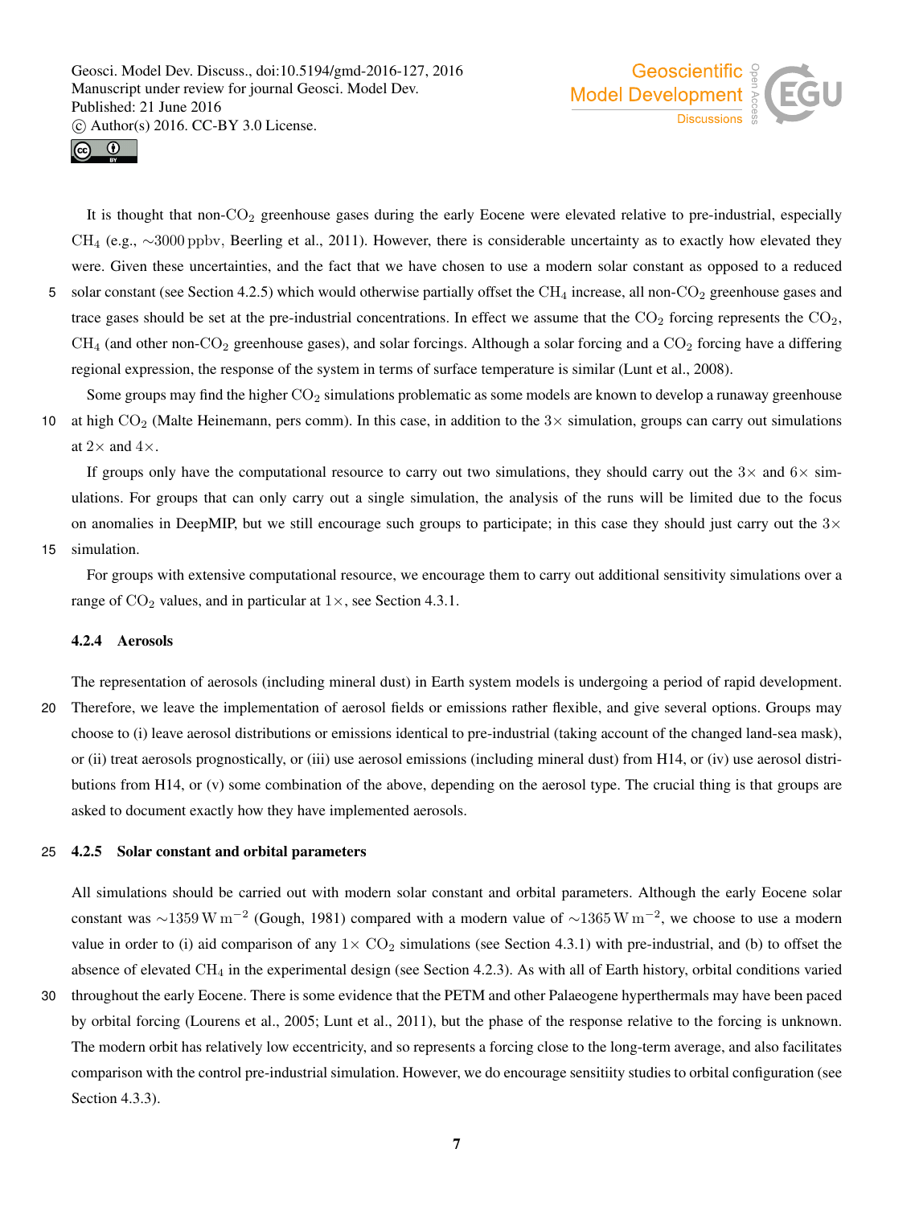It is thought that non-$CO_2$ greenhouse gases during the early Eocene were elevated relative to pre-industrial, especially $CH_4$ (e.g., $\sim$3000 ppbv, Beerling et al., 2011). However, there is considerable uncertainty as to exactly how elevated they were. Given these uncertainties, and the fact that we have chosen to use a modern solar constant as opposed to a reduced solar constant (see Section 4.2.5) which would otherwise partially offset the $CH_4$ increase, all non-$CO_2$ greenhouse gases and trace gases should be set at the pre-industrial concentrations. In effect we assume that the $CO_2$ forcing represents the $CO_2$, $CH_4$ (and other non-$CO_2$ greenhouse gases), and solar forcings. Although a solar forcing and a $CO_2$ forcing have a differing regional expression, the response of the system in terms of surface temperature is similar (Lunt et al., 2008).

Some groups may find the higher $CO_2$ simulations problematic as some models are known to develop a runaway greenhouse at high $CO_2$ (Malte Heinemann, pers comm). In this case, in addition to the 3× simulation, groups can carry out simulations at 2× and 4×.

If groups only have the computational resource to carry out two simulations, they should carry out the 3× and 6× simulations. For groups that can only carry out a single simulation, the analysis of the runs will be limited due to the focus on anomalies in DeepMIP, but we still encourage such groups to participate; in this case they should just carry out the 3× simulation.

For groups with extensive computational resource, we encourage them to carry out additional sensitivity simulations over a range of $CO_2$ values, and in particular at 1×, see Section 4.3.1.

#### 4.2.4 Aerosols

The representation of aerosols (including mineral dust) in Earth system models is undergoing a period of rapid development. Therefore, we leave the implementation of aerosol fields or emissions rather flexible, and give several options. Groups may choose to (i) leave aerosol distributions or emissions identical to pre-industrial (taking account of the changed land-sea mask), or (ii) treat aerosols prognostically, or (iii) use aerosol emissions (including mineral dust) from H14, or (iv) use aerosol distributions from H14, or (v) some combination of the above, depending on the aerosol type. The crucial thing is that groups are asked to document exactly how they have implemented aerosols.

#### 4.2.5 Solar constant and orbital parameters

All simulations should be carried out with modern solar constant and orbital parameters. Although the early Eocene solar constant was $\sim$1359 W m$^{-2}$ (Gough, 1981) compared with a modern value of $\sim$1365 W m$^{-2}$, we choose to use a modern value in order to (i) aid comparison of any 1× $CO_2$ simulations (see Section 4.3.1) with pre-industrial, and (b) to offset the absence of elevated $CH_4$ in the experimental design (see Section 4.2.3). As with all of Earth history, orbital conditions varied throughout the early Eocene. There is some evidence that the PETM and other Palaeogene hyperthermals may have been paced by orbital forcing (Lourens et al., 2005; Lunt et al., 2011), but the phase of the response relative to the forcing is unknown. The modern orbit has relatively low eccentricity, and so represents a forcing close to the long-term average, and also facilitates comparison with the control pre-industrial simulation. However, we do encourage sensitiity studies to orbital configuration (see Section 4.3.3).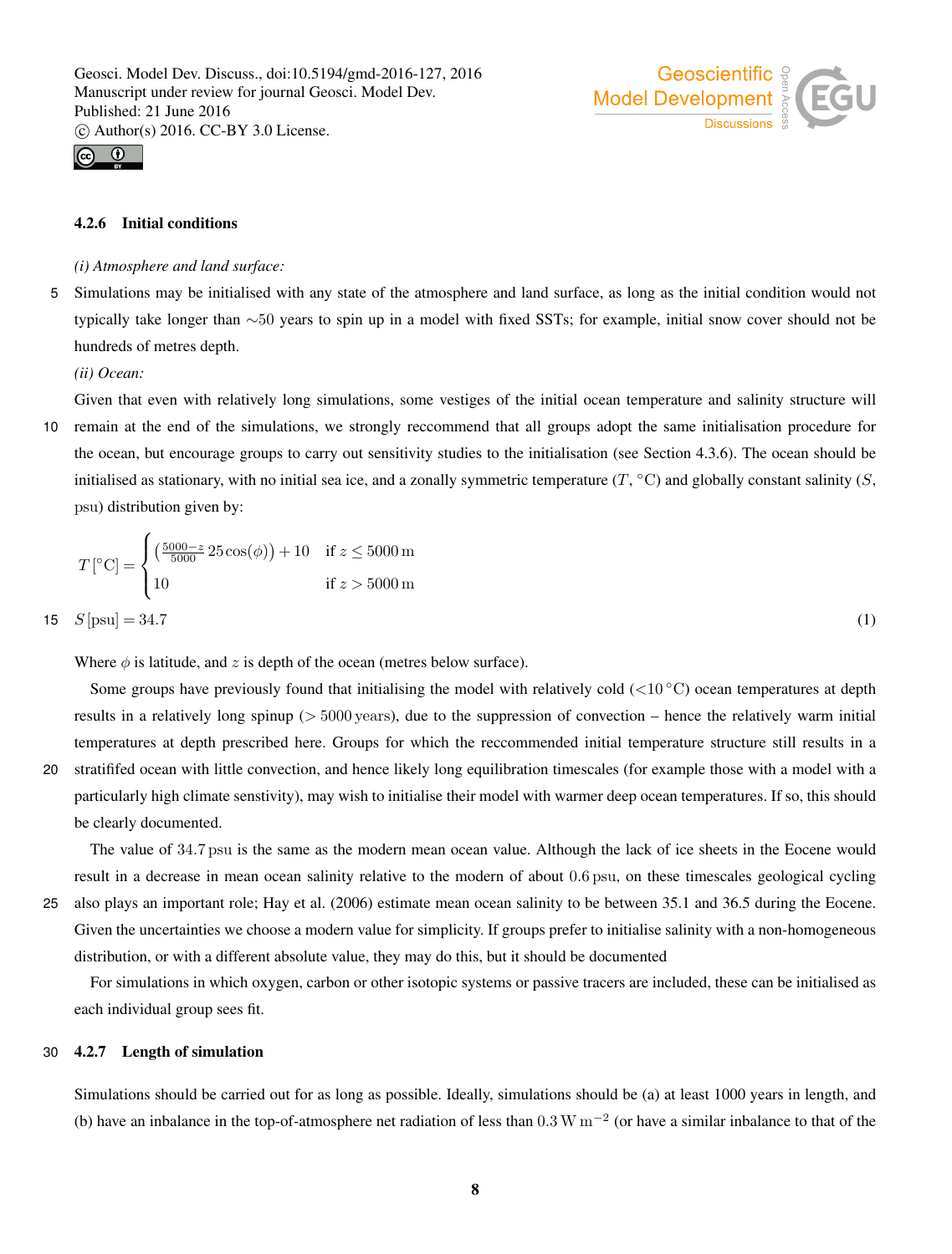#### 4.2.6 Initial conditions

*(i) Atmosphere and land surface:*

Simulations may be initialised with any state of the atmosphere and land surface, as long as the initial condition would not typically take longer than ∼50 years to spin up in a model with fixed SSTs; for example, initial snow cover should not be hundreds of metres depth.

*(ii) Ocean:*

Given that even with relatively long simulations, some vestiges of the initial ocean temperature and salinity structure will remain at the end of the simulations, we strongly reccommend that all groups adopt the same initialisation procedure for the ocean, but encourage groups to carry out sensitivity studies to the initialisation (see Section 4.3.6). The ocean should be initialised as stationary, with no initial sea ice, and a zonally symmetric temperature ($T$, °C) and globally constant salinity ($S$, psu) distribution given by:

$$T\,[^\circ\mathrm{C}] = \begin{cases} \left(\frac{5000-z}{5000}\,25\cos(\phi)\right) + 10 & \text{if } z \leq 5000\,\mathrm{m} \\ 10 & \text{if } z > 5000\,\mathrm{m} \end{cases}$$

$$S\,[\mathrm{psu}] = 34.7 \qquad (1)$$

Where $\phi$ is latitude, and $z$ is depth of the ocean (metres below surface).

Some groups have previously found that initialising the model with relatively cold (<10 °C) ocean temperatures at depth results in a relatively long spinup (> 5000 years), due to the suppression of convection – hence the relatively warm initial temperatures at depth prescribed here. Groups for which the reccommended initial temperature structure still results in a stratififed ocean with little convection, and hence likely long equilibration timescales (for example those with a model with a particularly high climate senstivity), may wish to initialise their model with warmer deep ocean temperatures. If so, this should be clearly documented.

The value of 34.7 psu is the same as the modern mean ocean value. Although the lack of ice sheets in the Eocene would result in a decrease in mean ocean salinity relative to the modern of about 0.6 psu, on these timescales geological cycling also plays an important role; Hay et al. (2006) estimate mean ocean salinity to be between 35.1 and 36.5 during the Eocene. Given the uncertainties we choose a modern value for simplicity. If groups prefer to initialise salinity with a non-homogeneous distribution, or with a different absolute value, they may do this, but it should be documented

For simulations in which oxygen, carbon or other isotopic systems or passive tracers are included, these can be initialised as each individual group sees fit.

#### 4.2.7 Length of simulation

Simulations should be carried out for as long as possible. Ideally, simulations should be (a) at least 1000 years in length, and (b) have an inbalance in the top-of-atmosphere net radiation of less than 0.3 W m$^{-2}$ (or have a similar inbalance to that of the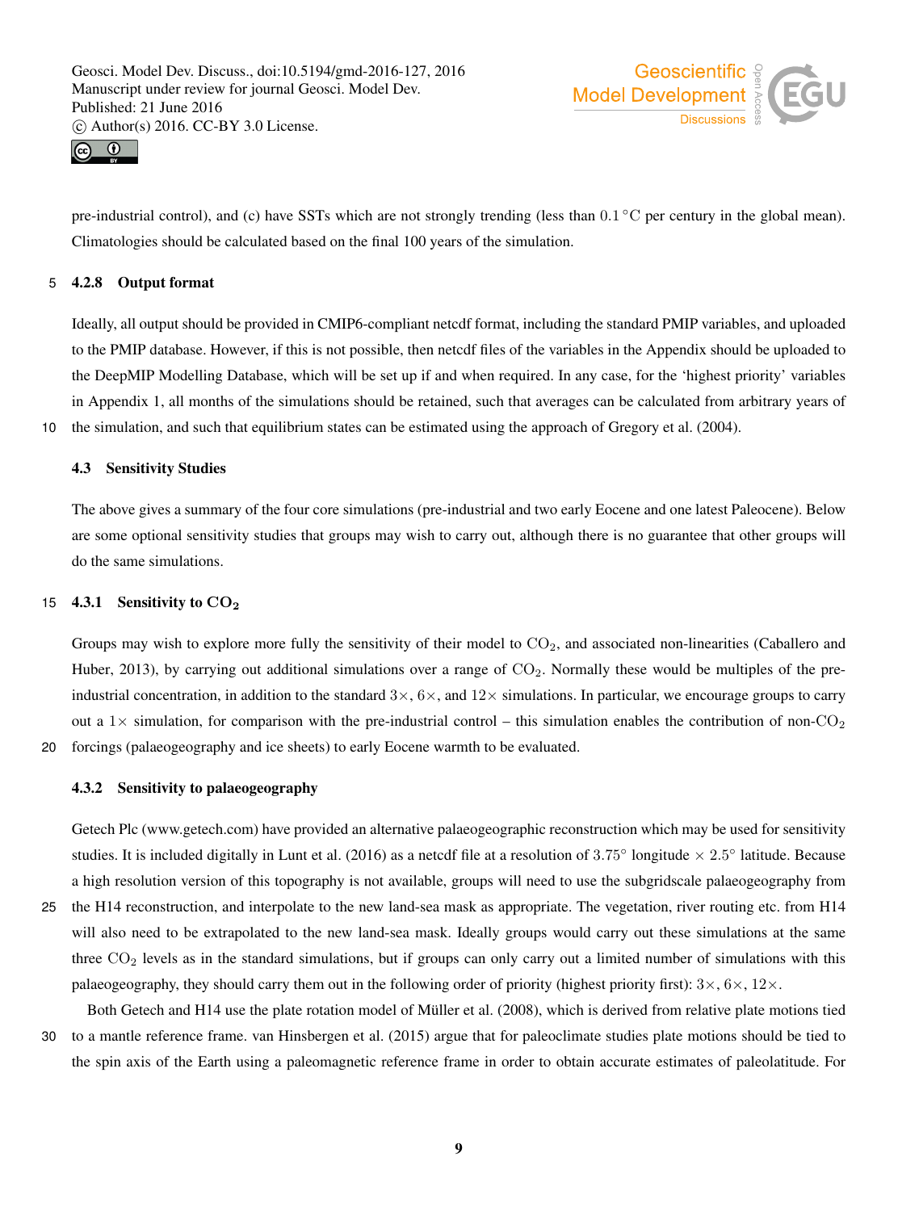pre-industrial control), and (c) have SSTs which are not strongly trending (less than $0.1\,^{\circ}\mathrm{C}$ per century in the global mean). Climatologies should be calculated based on the final 100 years of the simulation.

#### 4.2.8 Output format

Ideally, all output should be provided in CMIP6-compliant netcdf format, including the standard PMIP variables, and uploaded to the PMIP database. However, if this is not possible, then netcdf files of the variables in the Appendix should be uploaded to the DeepMIP Modelling Database, which will be set up if and when required. In any case, for the 'highest priority' variables in Appendix 1, all months of the simulations should be retained, such that averages can be calculated from arbitrary years of the simulation, and such that equilibrium states can be estimated using the approach of Gregory et al. (2004).

### 4.3 Sensitivity Studies

The above gives a summary of the four core simulations (pre-industrial and two early Eocene and one latest Paleocene). Below are some optional sensitivity studies that groups may wish to carry out, although there is no guarantee that other groups will do the same simulations.

#### 4.3.1 Sensitivity to $CO_2$

Groups may wish to explore more fully the sensitivity of their model to $CO_2$, and associated non-linearities (Caballero and Huber, 2013), by carrying out additional simulations over a range of $CO_2$. Normally these would be multiples of the pre-industrial concentration, in addition to the standard $3\times$, $6\times$, and $12\times$ simulations. In particular, we encourage groups to carry out a $1\times$ simulation, for comparison with the pre-industrial control – this simulation enables the contribution of non-$CO_2$ forcings (palaeogeography and ice sheets) to early Eocene warmth to be evaluated.

#### 4.3.2 Sensitivity to palaeogeography

Getech Plc (www.getech.com) have provided an alternative palaeogeographic reconstruction which may be used for sensitivity studies. It is included digitally in Lunt et al. (2016) as a netcdf file at a resolution of $3.75^{\circ}$ longitude $\times$ $2.5^{\circ}$ latitude. Because a high resolution version of this topography is not available, groups will need to use the subgridscale palaeogeography from the H14 reconstruction, and interpolate to the new land-sea mask as appropriate. The vegetation, river routing etc. from H14 will also need to be extrapolated to the new land-sea mask. Ideally groups would carry out these simulations at the same three $CO_2$ levels as in the standard simulations, but if groups can only carry out a limited number of simulations with this palaeogeography, they should carry them out in the following order of priority (highest priority first): $3\times$, $6\times$, $12\times$.

Both Getech and H14 use the plate rotation model of Müller et al. (2008), which is derived from relative plate motions tied to a mantle reference frame. van Hinsbergen et al. (2015) argue that for paleoclimate studies plate motions should be tied to the spin axis of the Earth using a paleomagnetic reference frame in order to obtain accurate estimates of paleolatitude. For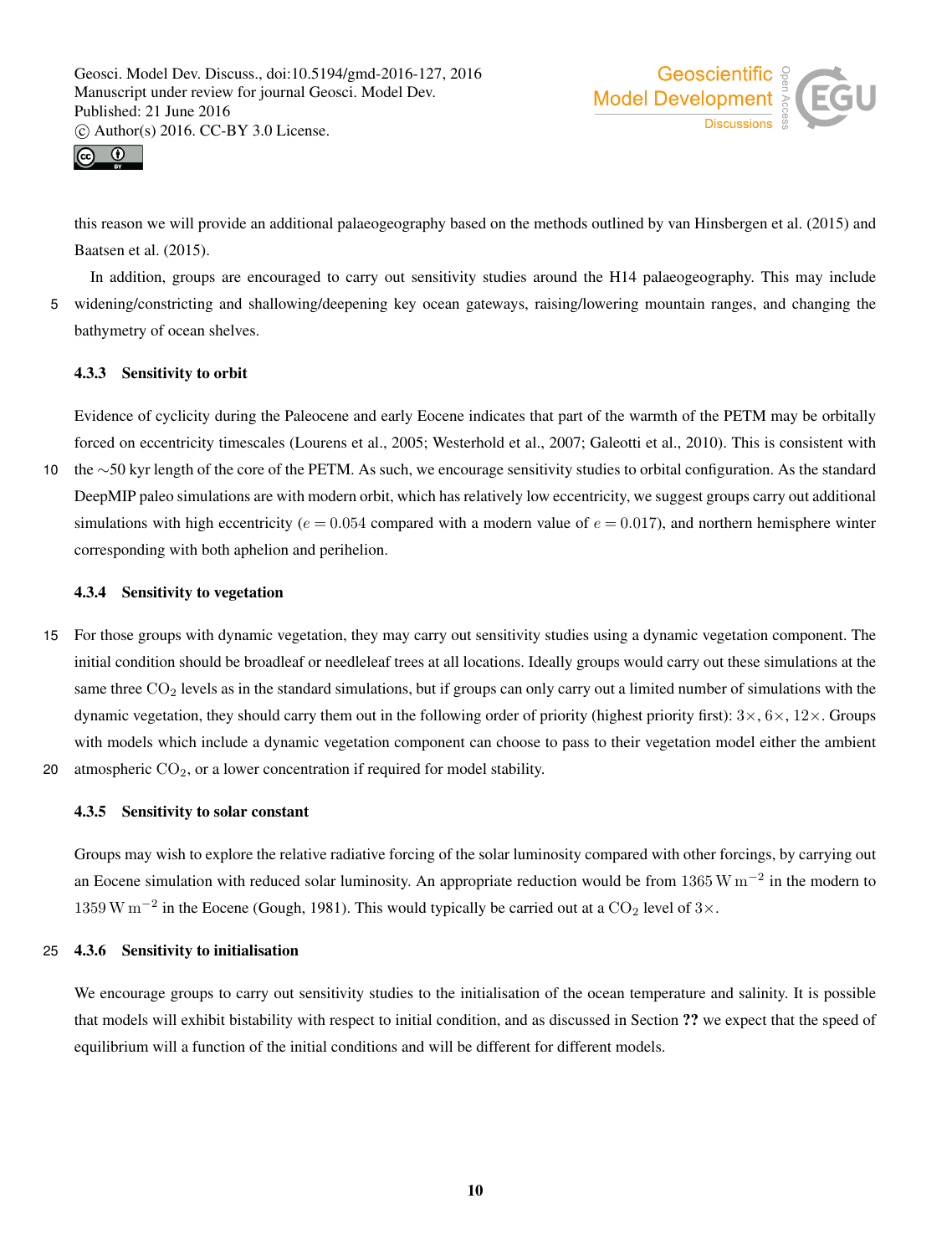this reason we will provide an additional palaeogeography based on the methods outlined by van Hinsbergen et al. (2015) and Baatsen et al. (2015).

In addition, groups are encouraged to carry out sensitivity studies around the H14 palaeogeography. This may include widening/constricting and shallowing/deepening key ocean gateways, raising/lowering mountain ranges, and changing the bathymetry of ocean shelves.

#### 4.3.3 Sensitivity to orbit

Evidence of cyclicity during the Paleocene and early Eocene indicates that part of the warmth of the PETM may be orbitally forced on eccentricity timescales (Lourens et al., 2005; Westerhold et al., 2007; Galeotti et al., 2010). This is consistent with the $\sim$50 kyr length of the core of the PETM. As such, we encourage sensitivity studies to orbital configuration. As the standard DeepMIP paleo simulations are with modern orbit, which has relatively low eccentricity, we suggest groups carry out additional simulations with high eccentricity ($e = 0.054$ compared with a modern value of $e = 0.017$), and northern hemisphere winter corresponding with both aphelion and perihelion.

#### 4.3.4 Sensitivity to vegetation

For those groups with dynamic vegetation, they may carry out sensitivity studies using a dynamic vegetation component. The initial condition should be broadleaf or needleleaf trees at all locations. Ideally groups would carry out these simulations at the same three $CO_2$ levels as in the standard simulations, but if groups can only carry out a limited number of simulations with the dynamic vegetation, they should carry them out in the following order of priority (highest priority first): $3\times$, $6\times$, $12\times$. Groups with models which include a dynamic vegetation component can choose to pass to their vegetation model either the ambient atmospheric $CO_2$, or a lower concentration if required for model stability.

#### 4.3.5 Sensitivity to solar constant

Groups may wish to explore the relative radiative forcing of the solar luminosity compared with other forcings, by carrying out an Eocene simulation with reduced solar luminosity. An appropriate reduction would be from $1365\,\mathrm{W\,m^{-2}}$ in the modern to $1359\,\mathrm{W\,m^{-2}}$ in the Eocene (Gough, 1981). This would typically be carried out at a $CO_2$ level of $3\times$.

#### 4.3.6 Sensitivity to initialisation

We encourage groups to carry out sensitivity studies to the initialisation of the ocean temperature and salinity. It is possible that models will exhibit bistability with respect to initial condition, and as discussed in Section **??** we expect that the speed of equilibrium will a function of the initial conditions and will be different for different models.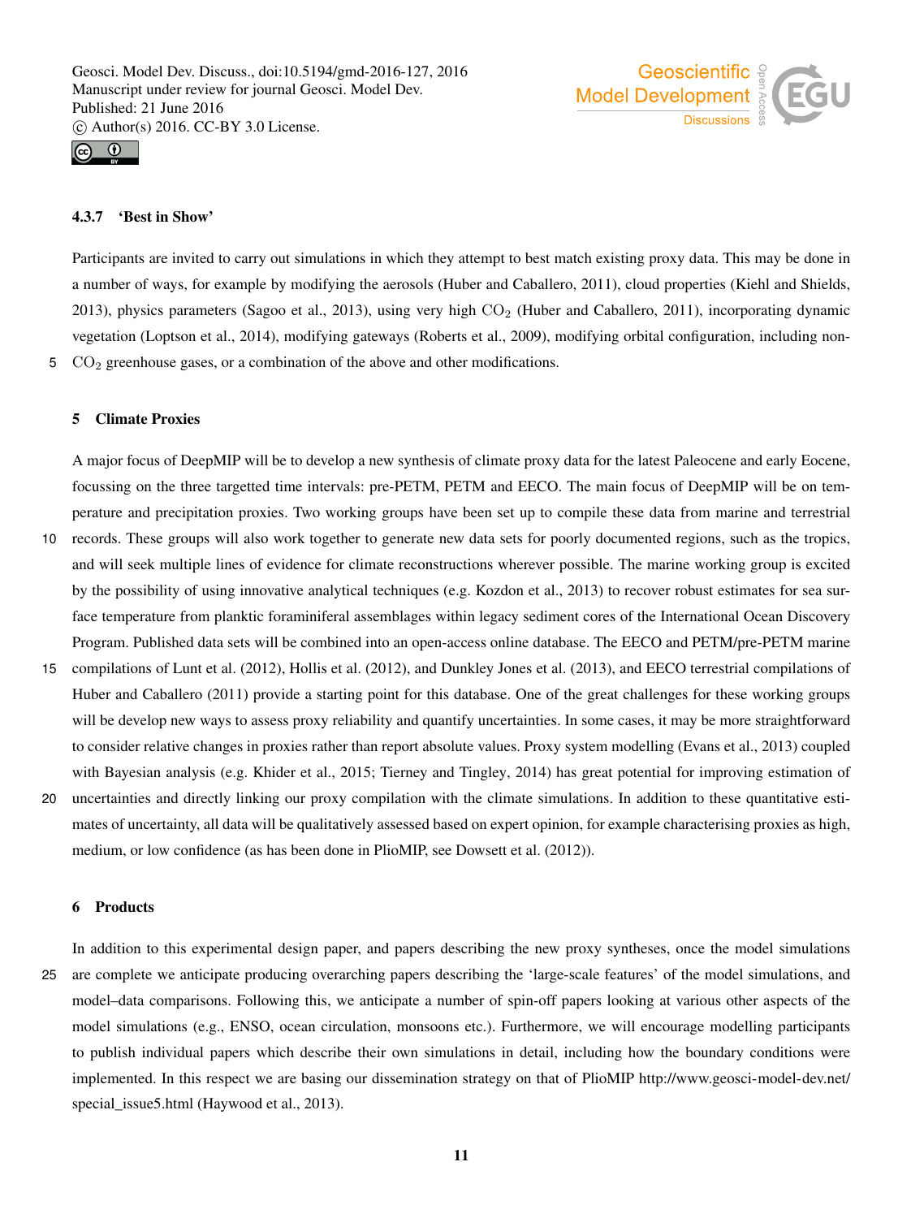### 4.3.7 'Best in Show'

Participants are invited to carry out simulations in which they attempt to best match existing proxy data. This may be done in a number of ways, for example by modifying the aerosols (Huber and Caballero, 2011), cloud properties (Kiehl and Shields, 2013), physics parameters (Sagoo et al., 2013), using very high $CO_2$ (Huber and Caballero, 2011), incorporating dynamic vegetation (Loptson et al., 2014), modifying gateways (Roberts et al., 2009), modifying orbital configuration, including non-$CO_2$ greenhouse gases, or a combination of the above and other modifications.

## 5 Climate Proxies

A major focus of DeepMIP will be to develop a new synthesis of climate proxy data for the latest Paleocene and early Eocene, focussing on the three targetted time intervals: pre-PETM, PETM and EECO. The main focus of DeepMIP will be on temperature and precipitation proxies. Two working groups have been set up to compile these data from marine and terrestrial records. These groups will also work together to generate new data sets for poorly documented regions, such as the tropics, and will seek multiple lines of evidence for climate reconstructions wherever possible. The marine working group is excited by the possibility of using innovative analytical techniques (e.g. Kozdon et al., 2013) to recover robust estimates for sea surface temperature from planktic foraminiferal assemblages within legacy sediment cores of the International Ocean Discovery Program. Published data sets will be combined into an open-access online database. The EECO and PETM/pre-PETM marine compilations of Lunt et al. (2012), Hollis et al. (2012), and Dunkley Jones et al. (2013), and EECO terrestrial compilations of Huber and Caballero (2011) provide a starting point for this database. One of the great challenges for these working groups will be develop new ways to assess proxy reliability and quantify uncertainties. In some cases, it may be more straightforward to consider relative changes in proxies rather than report absolute values. Proxy system modelling (Evans et al., 2013) coupled with Bayesian analysis (e.g. Khider et al., 2015; Tierney and Tingley, 2014) has great potential for improving estimation of uncertainties and directly linking our proxy compilation with the climate simulations. In addition to these quantitative estimates of uncertainty, all data will be qualitatively assessed based on expert opinion, for example characterising proxies as high, medium, or low confidence (as has been done in PlioMIP, see Dowsett et al. (2012)).

## 6 Products

In addition to this experimental design paper, and papers describing the new proxy syntheses, once the model simulations are complete we anticipate producing overarching papers describing the 'large-scale features' of the model simulations, and model–data comparisons. Following this, we anticipate a number of spin-off papers looking at various other aspects of the model simulations (e.g., ENSO, ocean circulation, monsoons etc.). Furthermore, we will encourage modelling participants to publish individual papers which describe their own simulations in detail, including how the boundary conditions were implemented. In this respect we are basing our dissemination strategy on that of PlioMIP http://www.geosci-model-dev.net/special_issue5.html (Haywood et al., 2013).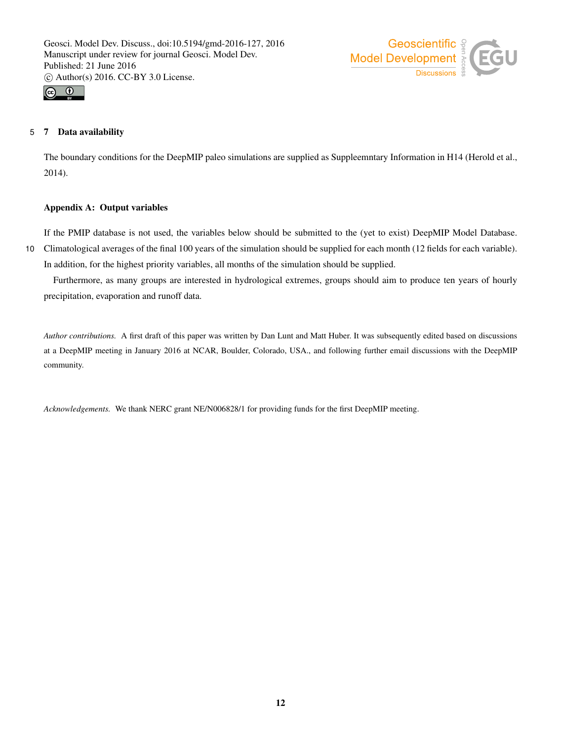## 7 Data availability

The boundary conditions for the DeepMIP paleo simulations are supplied as Suppleemntary Information in H14 (Herold et al., 2014).

## Appendix A: Output variables

If the PMIP database is not used, the variables below should be submitted to the (yet to exist) DeepMIP Model Database. Climatological averages of the final 100 years of the simulation should be supplied for each month (12 fields for each variable). In addition, for the highest priority variables, all months of the simulation should be supplied.

Furthermore, as many groups are interested in hydrological extremes, groups should aim to produce ten years of hourly precipitation, evaporation and runoff data.

*Author contributions.* A first draft of this paper was written by Dan Lunt and Matt Huber. It was subsequently edited based on discussions at a DeepMIP meeting in January 2016 at NCAR, Boulder, Colorado, USA., and following further email discussions with the DeepMIP community.

*Acknowledgements.* We thank NERC grant NE/N006828/1 for providing funds for the first DeepMIP meeting.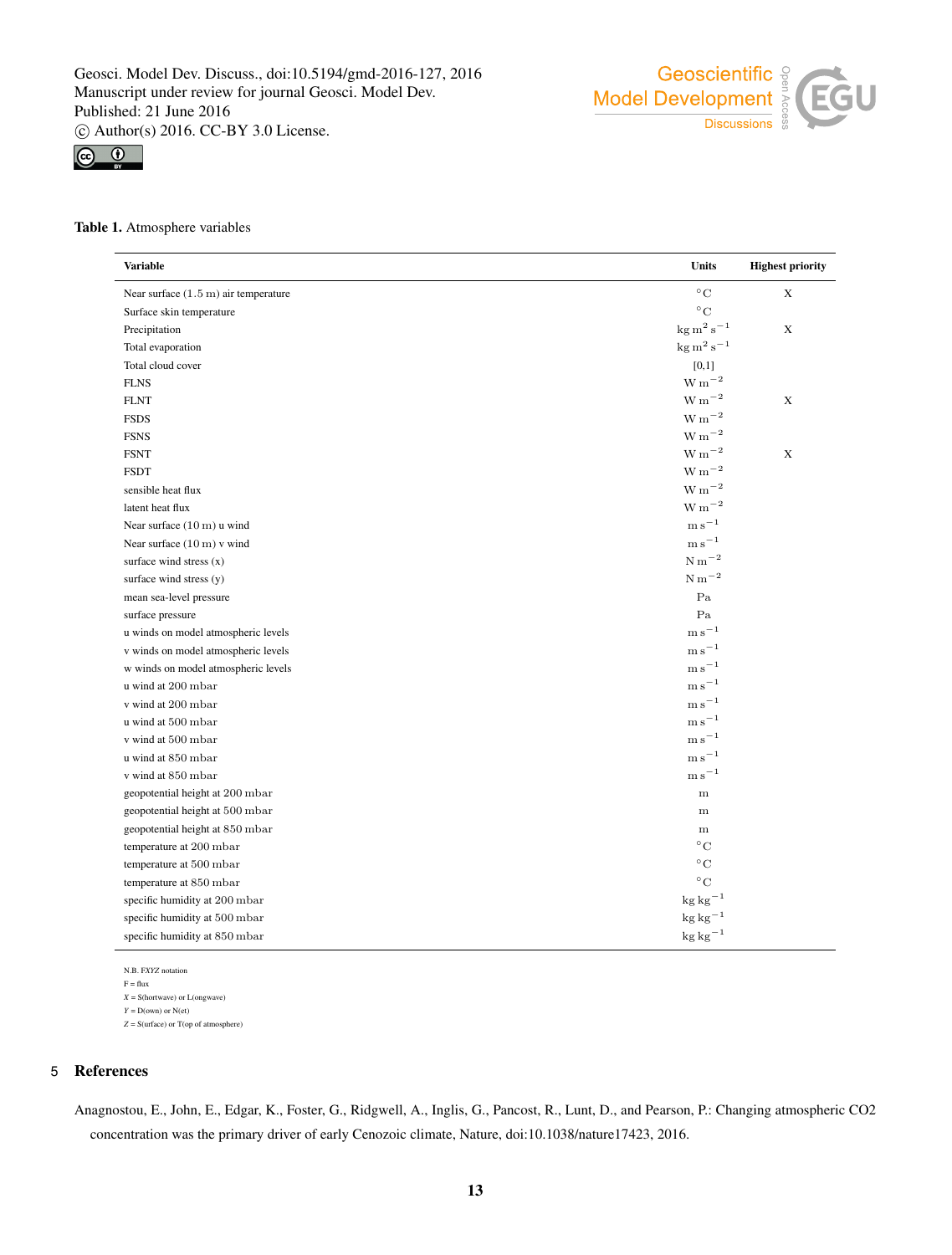**Table 1.** Atmosphere variables

| Variable | Units | Highest priority |
|---|---|---|
| Near surface (1.5 m) air temperature | $^\circ$C | X |
| Surface skin temperature | $^\circ$C | |
| Precipitation | $\mathrm{kg\,m^2\,s^{-1}}$ | X |
| Total evaporation | $\mathrm{kg\,m^2\,s^{-1}}$ | |
| Total cloud cover | [0,1] | |
| FLNS | $\mathrm{W\,m^{-2}}$ | |
| FLNT | $\mathrm{W\,m^{-2}}$ | X |
| FSDS | $\mathrm{W\,m^{-2}}$ | |
| FSNS | $\mathrm{W\,m^{-2}}$ | |
| FSNT | $\mathrm{W\,m^{-2}}$ | X |
| FSDT | $\mathrm{W\,m^{-2}}$ | |
| sensible heat flux | $\mathrm{W\,m^{-2}}$ | |
| latent heat flux | $\mathrm{W\,m^{-2}}$ | |
| Near surface (10 m) u wind | $\mathrm{m\,s^{-1}}$ | |
| Near surface (10 m) v wind | $\mathrm{m\,s^{-1}}$ | |
| surface wind stress (x) | $\mathrm{N\,m^{-2}}$ | |
| surface wind stress (y) | $\mathrm{N\,m^{-2}}$ | |
| mean sea-level pressure | Pa | |
| surface pressure | Pa | |
| u winds on model atmospheric levels | $\mathrm{m\,s^{-1}}$ | |
| v winds on model atmospheric levels | $\mathrm{m\,s^{-1}}$ | |
| w winds on model atmospheric levels | $\mathrm{m\,s^{-1}}$ | |
| u wind at 200 mbar | $\mathrm{m\,s^{-1}}$ | |
| v wind at 200 mbar | $\mathrm{m\,s^{-1}}$ | |
| u wind at 500 mbar | $\mathrm{m\,s^{-1}}$ | |
| v wind at 500 mbar | $\mathrm{m\,s^{-1}}$ | |
| u wind at 850 mbar | $\mathrm{m\,s^{-1}}$ | |
| v wind at 850 mbar | $\mathrm{m\,s^{-1}}$ | |
| geopotential height at 200 mbar | m | |
| geopotential height at 500 mbar | m | |
| geopotential height at 850 mbar | m | |
| temperature at 200 mbar | $^\circ$C | |
| temperature at 500 mbar | $^\circ$C | |
| temperature at 850 mbar | $^\circ$C | |
| specific humidity at 200 mbar | $\mathrm{kg\,kg^{-1}}$ | |
| specific humidity at 500 mbar | $\mathrm{kg\,kg^{-1}}$ | |
| specific humidity at 850 mbar | $\mathrm{kg\,kg^{-1}}$ | |

N.B. *FXYZ* notation
F = flux
*X* = S(hortwave) or L(ongwave)
*Y* = D(own) or N(et)
*Z* = S(urface) or T(op of atmosphere)

## References

Anagnostou, E., John, E., Edgar, K., Foster, G., Ridgwell, A., Inglis, G., Pancost, R., Lunt, D., and Pearson, P.: Changing atmospheric CO2 concentration was the primary driver of early Cenozoic climate, Nature, doi:10.1038/nature17423, 2016.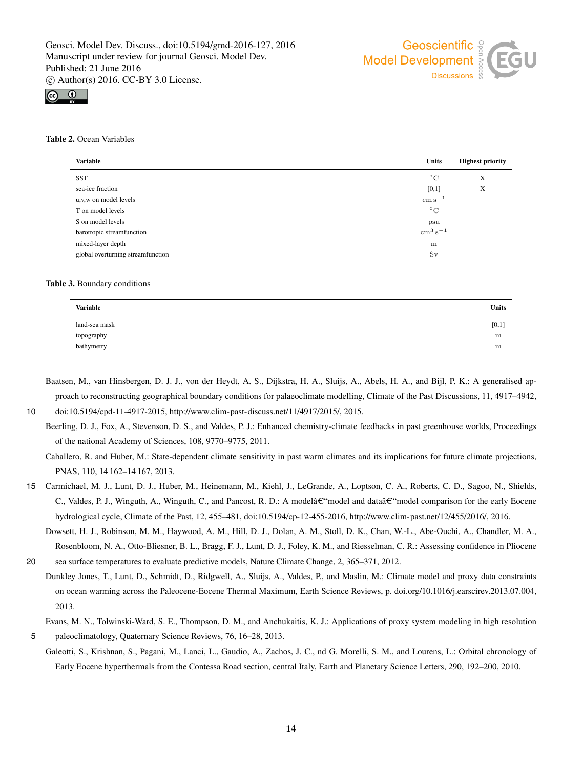**Table 2.** Ocean Variables

| Variable | Units | Highest priority |
|---|---|---|
| SST | $^{\circ}$C | X |
| sea-ice fraction | [0,1] | X |
| u,v,w on model levels | $\mathrm{cm\,s^{-1}}$ | |
| T on model levels | $^{\circ}$C | |
| S on model levels | psu | |
| barotropic streamfunction | $\mathrm{cm^3\,s^{-1}}$ | |
| mixed-layer depth | m | |
| global overturning streamfunction | Sv | |

**Table 3.** Boundary conditions

| Variable | Units |
|---|---|
| land-sea mask | [0,1] |
| topography | m |
| bathymetry | m |

Baatsen, M., van Hinsbergen, D. J. J., von der Heydt, A. S., Dijkstra, H. A., Sluijs, A., Abels, H. A., and Bijl, P. K.: A generalised approach to reconstructing geographical boundary conditions for palaeoclimate modelling, Climate of the Past Discussions, 11, 4917–4942, doi:10.5194/cpd-11-4917-2015, http://www.clim-past-discuss.net/11/4917/2015/, 2015.

Beerling, D. J., Fox, A., Stevenson, D. S., and Valdes, P. J.: Enhanced chemistry-climate feedbacks in past greenhouse worlds, Proceedings of the national Academy of Sciences, 108, 9770–9775, 2011.

Caballero, R. and Huber, M.: State-dependent climate sensitivity in past warm climates and its implications for future climate projections, PNAS, 110, 14 162–14 167, 2013.

Carmichael, M. J., Lunt, D. J., Huber, M., Heinemann, M., Kiehl, J., LeGrande, A., Loptson, C. A., Roberts, C. D., Sagoo, N., Shields, C., Valdes, P. J., Winguth, A., Winguth, C., and Pancost, R. D.: A modelâ€"model and dataâ€"model comparison for the early Eocene hydrological cycle, Climate of the Past, 12, 455–481, doi:10.5194/cp-12-455-2016, http://www.clim-past.net/12/455/2016/, 2016.

Dowsett, H. J., Robinson, M. M., Haywood, A. M., Hill, D. J., Dolan, A. M., Stoll, D. K., Chan, W.-L., Abe-Ouchi, A., Chandler, M. A., Rosenbloom, N. A., Otto-Bliesner, B. L., Bragg, F. J., Lunt, D. J., Foley, K. M., and Riesselman, C. R.: Assessing confidence in Pliocene sea surface temperatures to evaluate predictive models, Nature Climate Change, 2, 365–371, 2012.

Dunkley Jones, T., Lunt, D., Schmidt, D., Ridgwell, A., Sluijs, A., Valdes, P., and Maslin, M.: Climate model and proxy data constraints on ocean warming across the Paleocene-Eocene Thermal Maximum, Earth Science Reviews, p. doi.org/10.1016/j.earscirev.2013.07.004, 2013.

Evans, M. N., Tolwinski-Ward, S. E., Thompson, D. M., and Anchukaitis, K. J.: Applications of proxy system modeling in high resolution paleoclimatology, Quaternary Science Reviews, 76, 16–28, 2013.

Galeotti, S., Krishnan, S., Pagani, M., Lanci, L., Gaudio, A., Zachos, J. C., nd G. Morelli, S. M., and Lourens, L.: Orbital chronology of Early Eocene hyperthermals from the Contessa Road section, central Italy, Earth and Planetary Science Letters, 290, 192–200, 2010.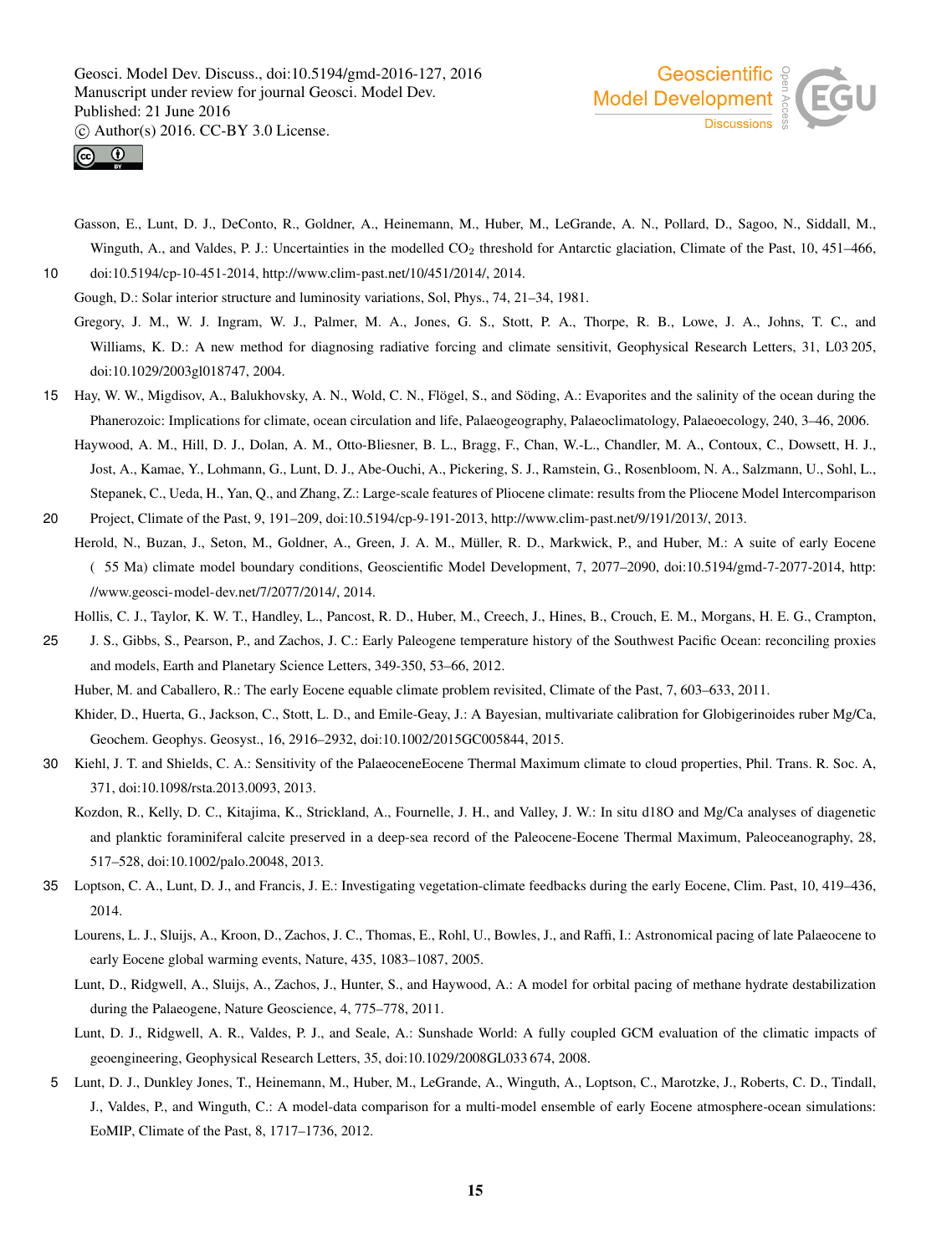Gasson, E., Lunt, D. J., DeConto, R., Goldner, A., Heinemann, M., Huber, M., LeGrande, A. N., Pollard, D., Sagoo, N., Siddall, M., Winguth, A., and Valdes, P. J.: Uncertainties in the modelled $CO_2$ threshold for Antarctic glaciation, Climate of the Past, 10, 451–466, doi:10.5194/cp-10-451-2014, http://www.clim-past.net/10/451/2014/, 2014.

Gough, D.: Solar interior structure and luminosity variations, Sol, Phys., 74, 21–34, 1981.

Gregory, J. M., W. J. Ingram, W. J., Palmer, M. A., Jones, G. S., Stott, P. A., Thorpe, R. B., Lowe, J. A., Johns, T. C., and Williams, K. D.: A new method for diagnosing radiative forcing and climate sensitivit, Geophysical Research Letters, 31, L03 205, doi:10.1029/2003gl018747, 2004.

Hay, W. W., Migdisov, A., Balukhovsky, A. N., Wold, C. N., Flögel, S., and Söding, A.: Evaporites and the salinity of the ocean during the Phanerozoic: Implications for climate, ocean circulation and life, Palaeogeography, Palaeoclimatology, Palaeoecology, 240, 3–46, 2006.

Haywood, A. M., Hill, D. J., Dolan, A. M., Otto-Bliesner, B. L., Bragg, F., Chan, W.-L., Chandler, M. A., Contoux, C., Dowsett, H. J., Jost, A., Kamae, Y., Lohmann, G., Lunt, D. J., Abe-Ouchi, A., Pickering, S. J., Ramstein, G., Rosenbloom, N. A., Salzmann, U., Sohl, L., Stepanek, C., Ueda, H., Yan, Q., and Zhang, Z.: Large-scale features of Pliocene climate: results from the Pliocene Model Intercomparison Project, Climate of the Past, 9, 191–209, doi:10.5194/cp-9-191-2013, http://www.clim-past.net/9/191/2013/, 2013.

Herold, N., Buzan, J., Seton, M., Goldner, A., Green, J. A. M., Müller, R. D., Markwick, P., and Huber, M.: A suite of early Eocene ( 55 Ma) climate model boundary conditions, Geoscientific Model Development, 7, 2077–2090, doi:10.5194/gmd-7-2077-2014, http://www.geosci-model-dev.net/7/2077/2014/, 2014.

Hollis, C. J., Taylor, K. W. T., Handley, L., Pancost, R. D., Huber, M., Creech, J., Hines, B., Crouch, E. M., Morgans, H. E. G., Crampton, J. S., Gibbs, S., Pearson, P., and Zachos, J. C.: Early Paleogene temperature history of the Southwest Pacific Ocean: reconciling proxies and models, Earth and Planetary Science Letters, 349-350, 53–66, 2012.

Huber, M. and Caballero, R.: The early Eocene equable climate problem revisited, Climate of the Past, 7, 603–633, 2011.

Khider, D., Huerta, G., Jackson, C., Stott, L. D., and Emile-Geay, J.: A Bayesian, multivariate calibration for Globigerinoides ruber Mg/Ca, Geochem. Geophys. Geosyst., 16, 2916–2932, doi:10.1002/2015GC005844, 2015.

Kiehl, J. T. and Shields, C. A.: Sensitivity of the PalaeoceneEocene Thermal Maximum climate to cloud properties, Phil. Trans. R. Soc. A, 371, doi:10.1098/rsta.2013.0093, 2013.

Kozdon, R., Kelly, D. C., Kitajima, K., Strickland, A., Fournelle, J. H., and Valley, J. W.: In situ d18O and Mg/Ca analyses of diagenetic and planktic foraminiferal calcite preserved in a deep-sea record of the Paleocene-Eocene Thermal Maximum, Paleoceanography, 28, 517–528, doi:10.1002/palo.20048, 2013.

Loptson, C. A., Lunt, D. J., and Francis, J. E.: Investigating vegetation-climate feedbacks during the early Eocene, Clim. Past, 10, 419–436, 2014.

Lourens, L. J., Sluijs, A., Kroon, D., Zachos, J. C., Thomas, E., Rohl, U., Bowles, J., and Raffi, I.: Astronomical pacing of late Palaeocene to early Eocene global warming events, Nature, 435, 1083–1087, 2005.

Lunt, D., Ridgwell, A., Sluijs, A., Zachos, J., Hunter, S., and Haywood, A.: A model for orbital pacing of methane hydrate destabilization during the Palaeogene, Nature Geoscience, 4, 775–778, 2011.

Lunt, D. J., Ridgwell, A. R., Valdes, P. J., and Seale, A.: Sunshade World: A fully coupled GCM evaluation of the climatic impacts of geoengineering, Geophysical Research Letters, 35, doi:10.1029/2008GL033 674, 2008.

Lunt, D. J., Dunkley Jones, T., Heinemann, M., Huber, M., LeGrande, A., Winguth, A., Loptson, C., Marotzke, J., Roberts, C. D., Tindall, J., Valdes, P., and Winguth, C.: A model-data comparison for a multi-model ensemble of early Eocene atmosphere-ocean simulations: EoMIP, Climate of the Past, 8, 1717–1736, 2012.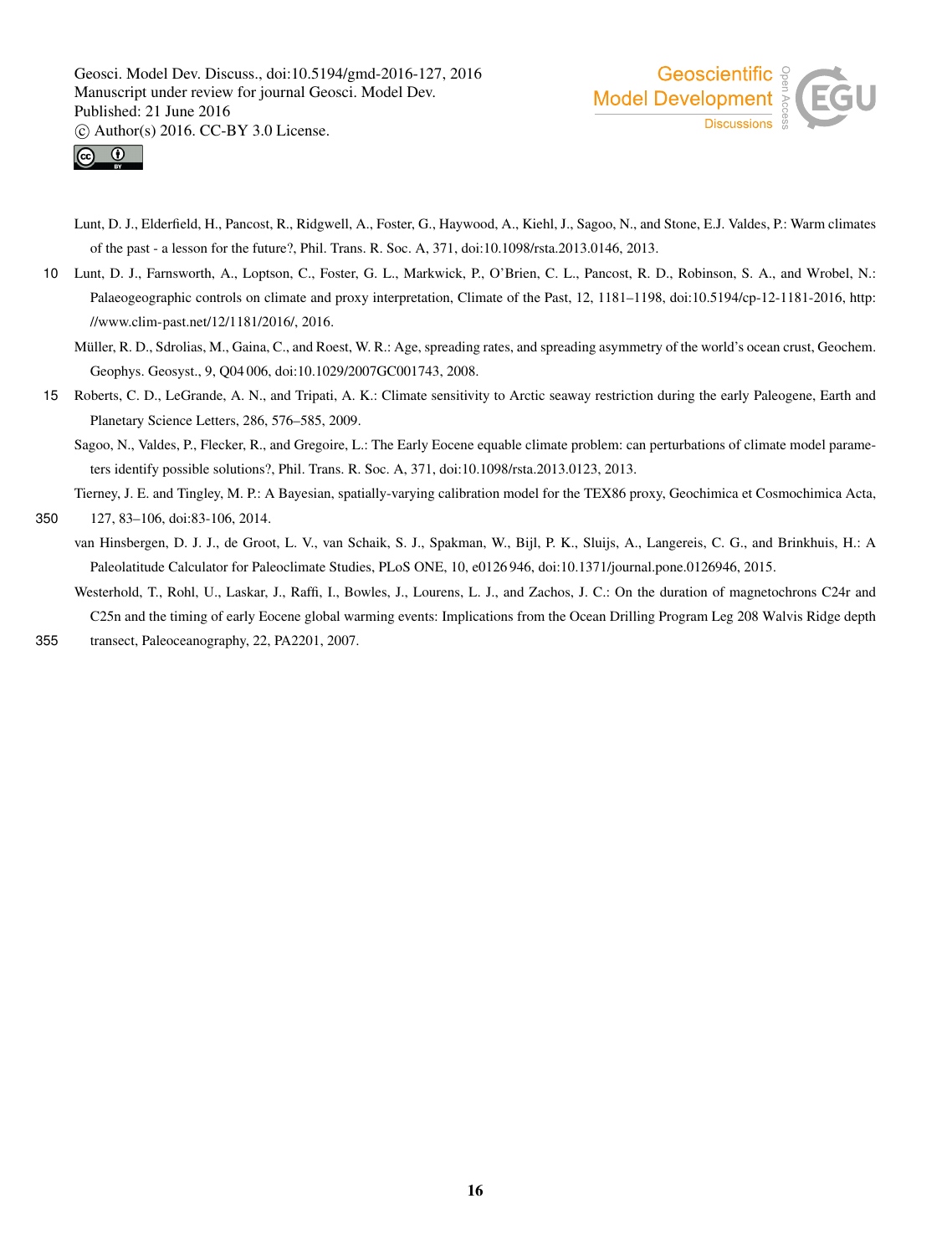Lunt, D. J., Elderfield, H., Pancost, R., Ridgwell, A., Foster, G., Haywood, A., Kiehl, J., Sagoo, N., and Stone, E.J. Valdes, P.: Warm climates of the past - a lesson for the future?, Phil. Trans. R. Soc. A, 371, doi:10.1098/rsta.2013.0146, 2013.

Lunt, D. J., Farnsworth, A., Loptson, C., Foster, G. L., Markwick, P., O'Brien, C. L., Pancost, R. D., Robinson, S. A., and Wrobel, N.: Palaeogeographic controls on climate and proxy interpretation, Climate of the Past, 12, 1181–1198, doi:10.5194/cp-12-1181-2016, http://www.clim-past.net/12/1181/2016/, 2016.

Müller, R. D., Sdrolias, M., Gaina, C., and Roest, W. R.: Age, spreading rates, and spreading asymmetry of the world's ocean crust, Geochem. Geophys. Geosyst., 9, Q04 006, doi:10.1029/2007GC001743, 2008.

Roberts, C. D., LeGrande, A. N., and Tripati, A. K.: Climate sensitivity to Arctic seaway restriction during the early Paleogene, Earth and Planetary Science Letters, 286, 576–585, 2009.

Sagoo, N., Valdes, P., Flecker, R., and Gregoire, L.: The Early Eocene equable climate problem: can perturbations of climate model parameters identify possible solutions?, Phil. Trans. R. Soc. A, 371, doi:10.1098/rsta.2013.0123, 2013.

Tierney, J. E. and Tingley, M. P.: A Bayesian, spatially-varying calibration model for the TEX86 proxy, Geochimica et Cosmochimica Acta, 127, 83–106, doi:83-106, 2014.

van Hinsbergen, D. J. J., de Groot, L. V., van Schaik, S. J., Spakman, W., Bijl, P. K., Sluijs, A., Langereis, C. G., and Brinkhuis, H.: A Paleolatitude Calculator for Paleoclimate Studies, PLoS ONE, 10, e0126 946, doi:10.1371/journal.pone.0126946, 2015.

Westerhold, T., Rohl, U., Laskar, J., Raffi, I., Bowles, J., Lourens, L. J., and Zachos, J. C.: On the duration of magnetochrons C24r and C25n and the timing of early Eocene global warming events: Implications from the Ocean Drilling Program Leg 208 Walvis Ridge depth transect, Paleoceanography, 22, PA2201, 2007.